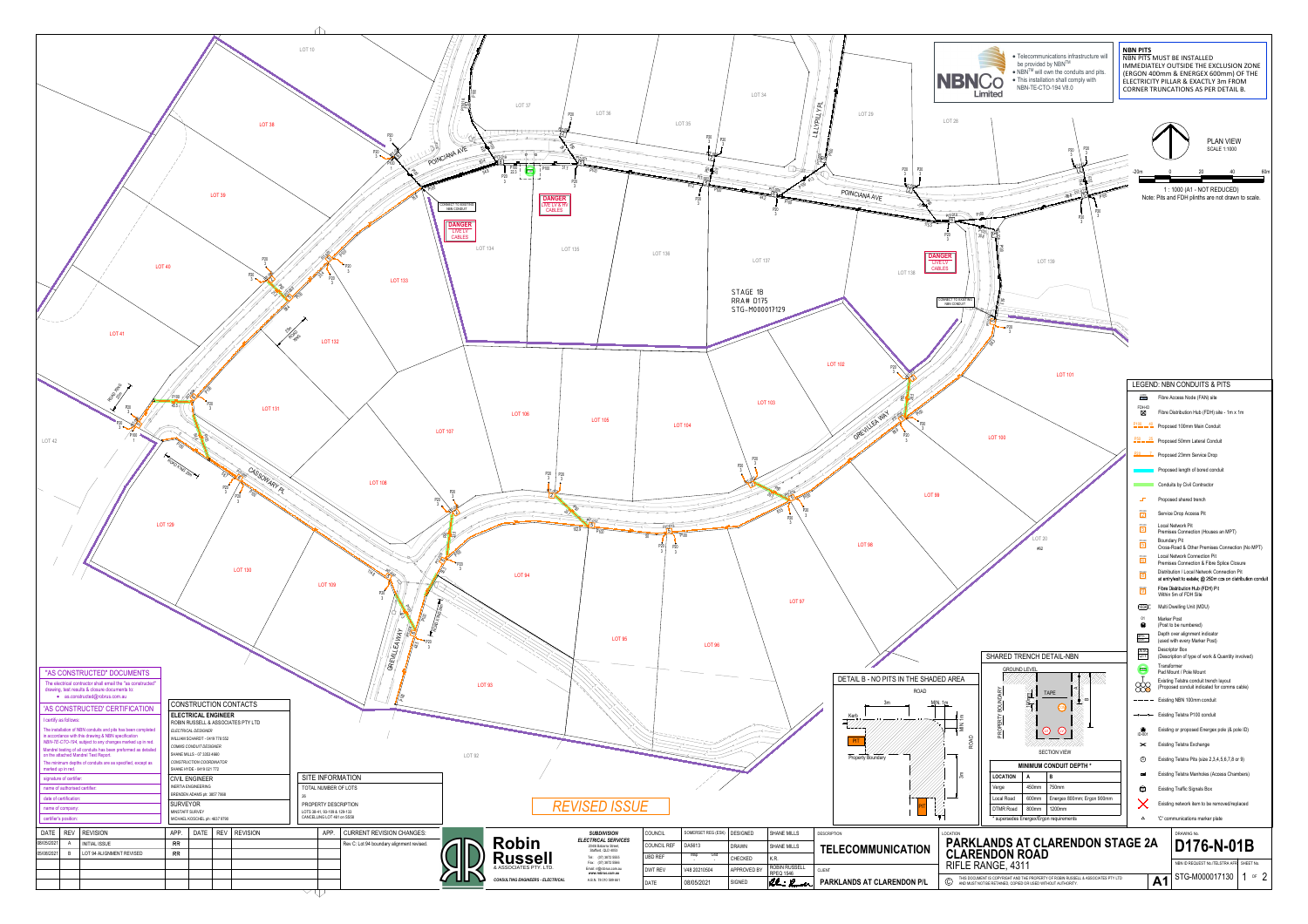**NBN PITS**

NBN PITS MUST BE INSTALLED IMMEDIATELY OUTSIDE THE EXCLUSION ZONE (ERGON 400mm & ENERGEX 600mm) OF THE ELECTRICITY PILLAR & EXACTLY 3m FROM CORNER TRUNCATIONS AS PER DETAIL B.

- Telecommunications infrastructure will be provided by NBN™
- NBN™ will own the conduits and pits.
- This installation shall comply with NBN-TE-CTO-194 V8.0

PLAN VIEW
SCALE 1:1000

1 : 1000 (A1 - NOT REDUCED)
Note: Pits and FDH plinths are not drawn to scale.

STAGE 1B
RRA# D175
STG-M000017129

DANGER LIVE LV & HV CABLES

DANGER LIVE LV CABLES

CONNECT TO EXISTING NBN CONDUIT

POINCIANA AVE

LILLYPILLY PL

GREVILLEA WAY

CASSOWARY PL

## LEGEND: NBN CONDUITS & PITS

- Fibre Access Node (FAN) site
- Fibre Distribution Hub (FDH) site - 1m x 1m
- Proposed 100mm Main Conduit
- Proposed 50mm Lateral Conduit
- Proposed 23mm Service Drop
- Proposed length of bored conduit
- Conduits by Civil Contractor
- Proposed shared trench
- Service Drop Access Pit
- Local Network Pit: Premises Connection (Houses an MPT)
- Boundary Pit: Cross-Road & Other Premises Connection (No MPT)
- Local Network Connection Pit: Premises Connection & Fibre Splice Closure
- Distribution / Local Network Connection Pit: at entry/exit to estate; @ 250m ccs on distribution conduit
- Fibre Distribution Hub (FDH) Pit: Within 5m of FDH Site
- Multi Dwelling Unit (MDU)
- Marker Post (Post to be numbered)
- Depth over alignment indicator (used with every Marker Post)
- Descriptor Box (Description of type of work & Quantity involved)
- Transformer
- Pad Mount / Pole Mount
- Existing Telstra conduit trench layout (Proposed conduit indicated for comms cable)
- Existing NBN 100mm conduit
- Existing Telstra P100 conduit
- Existing or proposed Energex pole (& pole ID)
- Existing Telstra Exchange
- Existing Telstra Pits (size 2,3,4,5,6,7,8 or 9)
- Existing Telstra Manholes (Access Chambers)
- Existing Traffic Signals Box
- Existing network item to be removed/replaced
- 'C' communications marker plate

## SHARED TRENCH DETAIL-NBN

GROUND LEVEL
PROPERTY BOUNDARY
TAPE
SECTION VIEW

| MINIMUM CONDUIT DEPTH * | | |
|---|---|---|
| LOCATION | A | B |
| Verge | 450mm | 750mm |
| Local Road | 600mm | Energex 800mm; Ergon 600mm |
| DTMR Road | 800mm | 1200mm |

\* supersedes Energex/Ergon requirements

## DETAIL B - NO PITS IN THE SHADED AREA

ROAD
Kerb
3m
MIN. 1m
Property Boundary
ROAD

## "AS CONSTRUCTED" DOCUMENTS

The electrical contractor shall email the "as constructed" drawing, test results & closure documents to:
- as.constructed@rrbrus.com.au

## 'AS CONSTRUCTED' CERTIFICATION

I certify as follows:

The installation of NBN conduits and pits has been completed in accordance with this drawing & NBN specification NBN-TE-CTO-194, subject to any changes marked up in red.

Mandrel testing of all conduits has been preformed as detailed on the attached Mandrel Test Report.

The minimum depths of conduits are as specified, except as marked up in red.

signature of certifier:
name of authorised certifier:
date of certification:
name of company:
certifier's position:

## CONSTRUCTION CONTACTS

**ELECTRICAL ENGINEER**
ROBIN RUSSELL & ASSOCIATES PTY LTD
ELECTRICAL DESIGNER
WILLIAM SCHARDT - 0416 778 552
COMMS CONDUIT DESIGNER
SHANE MILLS - 07 3353 4660
CONSTRUCTION COORDINATOR
SHANE HYDE - 0415 021 772

**CIVIL ENGINEER**
INERTIA ENGINEERING
BRENDON ADAMS ph: 3807 7868

**SURVEYOR**
MINSTAFF SURVEY
MICHAEL KOSCHEL ph: 4637 8788

## SITE INFORMATION

TOTAL NUMBER OF LOTS
35

PROPERTY DESCRIPTION
LOTS 38-41, 93-109 & 129-133
CANCELLING LOT 461 on SS59

REVISED ISSUE

| DATE | REV | REVISION | APP. | DATE | REV | REVISION | APP. | CURRENT REVISION CHANGES: |
|---|---|---|---|---|---|---|---|---|
| 06/05/2021 | A | INITIAL ISSUE | RR | | | | | Rev C: Lot 94 boundary alignment revised. |
| 25/06/2021 | B | LOT 94 ALIGNMENT REVISED | RR | | | | | |

**Robin Russell & ASSOCIATES PTY. LTD.**
CONSULTING ENGINEERS - ELECTRICAL

SUBDIVISION ELECTRICAL SERVICES
Tel: (07) 3872 5555
Fax: (07) 3872 5566
Email: rr@rrbrus.com.au
www.rrbrus.com.au

| | | | |
|---|---|---|---|
| COUNCIL | SOMERSET REG (ESK) | DESIGNED | SHANE MILLS |
| COUNCIL REF | DA5613 | DRAWN | SHANE MILLS |
| UBD REF | | CHECKED | K.R. |
| DWT REV | V48 20210504 | APPROVED BY | ROBIN RUSSELL RPEQ 1546 |
| DATE | 08/05/2021 | SIGNED | |

DESCRIPTION: **TELECOMMUNICATION**

CLIENT: **PARKLANDS AT CLARENDON P/L**

LOCATION: **PARKLANDS AT CLARENDON STAGE 2A CLARENDON ROAD**
RIFLE RANGE, 4311

THIS DOCUMENT IS COPYRIGHT AND THE PROPERTY OF ROBIN RUSSELL & ASSOCIATES PTY LTD AND MUST NOT BE RETAINED, COPIED OR USED WITHOUT AUTHORITY

A1

DRAWING No. **D176-N-01B**

NBN ID REQUEST No./TELSTRA ATR: STG-M000017130

SHEET No. 1 OF 2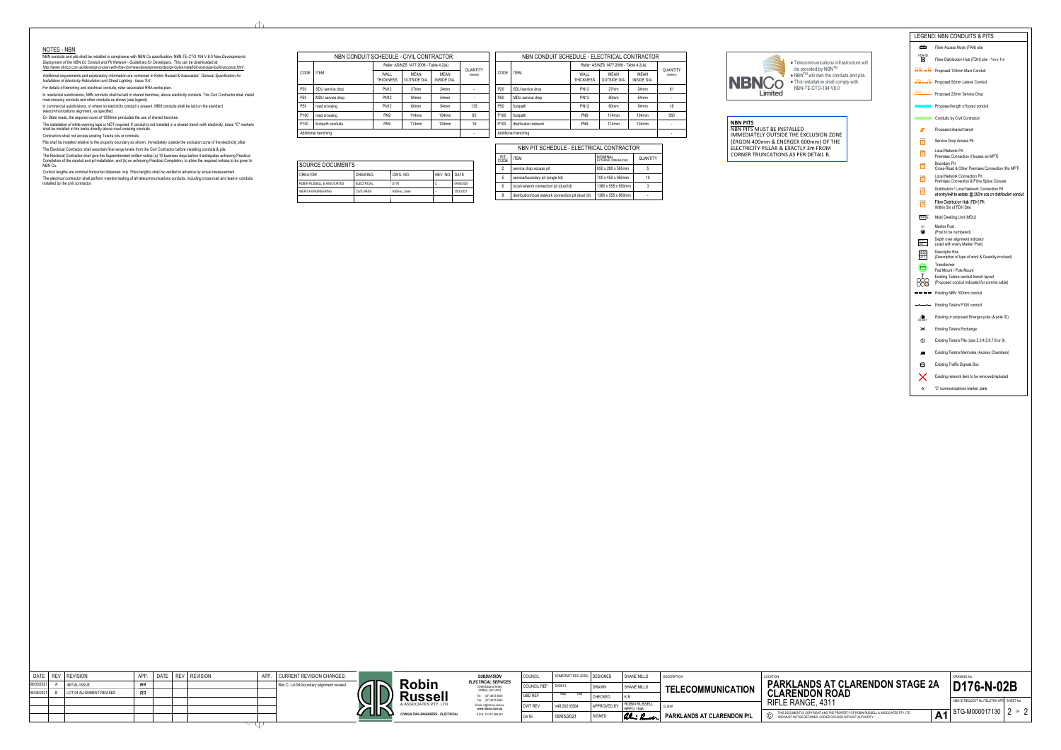## NOTES - NBN

NBN conduits and pits shall be installed in compliance with NBN Co specification: NBN-TE-CTO-194 V 8.0 *New Developments: Deployment of the NBN Co Conduit and Pit Network - Guidelines for Developers.* This can be downloaded at: *http://www.nbnco.com.au/develop-or-plan-with-the-nbn/new-developments/design-build-install/pit-and-pipe-build-process.html*

Additional requirements and explanatory information are contained in Robin Russell & Associates' *General Specification for Installation of Electricity Reticulation and Street Lighting - Issue 'AA'.*

For details of trenching and electrical conduits, refer associated RRA works plan.

In residential subdivisions, NBN conduits shall be laid in shared trenches, above electricity conduits. The Civil Contractor shall install road-crossing conduits and other conduits as shown (see legend).

In commercial subdivisions, or where no electricity conduit is present, NBN conduits shall be laid on the standard telecommunications alignment, as specified.

On State roads, the required cover of 1200mm precludes the use of shared trenches.

The installation of white warning tape is NOT required. If conduit is not installed in a shared trench with electricity, brass "C" markers shall be installed in the kerbs directly above road-crossing conduits.

Contractors shall not access existing Telstra pits or conduits.

Pits shall be installed relative to the property boundary as shown, immediately outside the exclusion zone of the electricity pillar.

The Electrical Contractor shall ascertain final verge levels from the Civil Contractor before installing conduits & pits.

The Electrical Contractor shall give the Superintendent written notice (a) 10 business days before it anticipates achieving Practical Completion of the conduit and pit installation, and (b) on achieving Practical Completion, to allow the required notices to be given to NBN Co.

Conduit lengths are nominal horizontal distances only. Fibre lengths shall be verified in advance by actual measurement.

The electrical contractor shall perform mandrel testing of all telecommunications conduits, including cross-road and lead-in conduits installed by the civil contractor.

### NBN CONDUIT SCHEDULE - CIVIL CONTRACTOR

| CODE | ITEM | Refer: AS/NZS 1477:2006 - Table 4.2(A) | | | QUANTITY (metres) |
|---|---|---|---|---|---|
| | | WALL THICKNESS | MEAN OUTSIDE DIA. | MEAN INSIDE DIA. | |
| P20 | SDU service drop | PN12 | 27mm | 24mm | - |
| P50 | MDU service drop | PN12 | 60mm | 54mm | - |
| P50 | road crossing | PN12 | 60mm | 54mm | 133 |
| P100 | road crossing | PN9 | 114mm | 104mm | 85 |
| P100 | footpath conduits | PN9 | 114mm | 104mm | 16 |
| Additional trenching | | | | | - |

### NBN CONDUIT SCHEDULE - ELECTRICAL CONTRACTOR

| CODE | ITEM | Refer: AS/NZS 1477:2006 - Table 4.2(A) | | | QUANTITY (metres) |
|---|---|---|---|---|---|
| | | WALL THICKNESS | MEAN OUTSIDE DIA. | MEAN INSIDE DIA. | |
| P20 | SDU service drop | PN12 | 27mm | 24mm | 81 |
| P50 | MDU service drop | PN12 | 60mm | 54mm | - |
| P50 | footpath | PN12 | 60mm | 54mm | 18 |
| P100 | footpath | PN9 | 114mm | 104mm | 950 |
| P100 | distribution network | PN9 | 114mm | 104mm | - |
| Additional trenching | | | | | - |

### NBN PIT SCHEDULE - ELECTRICAL CONTRACTOR

| PIT CODE | ITEM | NOMINAL (EXTERNAL DIMENSIONS) | QUANTITY |
|---|---|---|---|
| 2 | service drop access pit | 650 x 280 x 565mm | 5 |
| 5 | service/boundary pit (single lid) | 700 x 450 x 650mm | 10 |
| 6 | local network connection pit (dual lid) | 1360 x 555 x 650mm | 3 |
| 8 | distribution/local network connection pit (dual lid) | 1360 x 555 x 900mm | - |

### SOURCE DOCUMENTS

| CREATOR | DRAWING | DWG. NO. | REV. NO. | DATE |
|---|---|---|---|---|
| ROBIN RUSSELL & ASSOCIATES | ELECTRICAL | D176 | C | 04/06/2021 |
| INERTIA ENGINEERING | CIVIL BASE | 9305-xc_base | - | 25/3/2021 |

NBNCo Limited

- Telecommunications infrastructure will be provided by NBN™
- NBN™ will own the conduits and pits.
- This installation shall comply with NBN-TE-CTO-194 V8.0

**NBN PITS**
NBN PITS MUST BE INSTALLED IMMEDIATELY OUTSIDE THE EXCLUSION ZONE (ERGON 400mm & ENERGEX 600mm) OF THE ELECTRICITY PILLAR & EXACTLY 3m FROM CORNER TRUNCATIONS AS PER DETAIL B.

### LEGEND: NBN CONDUITS & PITS

- Fibre Access Node (FAN) site
- FDH-ID: Fibre Distribution Hub (FDH) site - 1m x 1m
- Proposed 100mm Main Conduit
- Proposed 50mm Lateral Conduit
- Proposed 23mm Service Drop
- Proposed length of bored conduit
- Conduits by Civil Contractor
- Proposed shared trench
- Service Drop Access Pit
- Local Network Pit: Premises Connection (Houses on MPT)
- Boundary Pit: Cross-Road & Other Premises Connection (No MPT)
- Local Network Connection Pit: Premises Connection & Fibre Splice Closure
- Distribution / Local Network Connection Pit: at entry/exit to estate; @ 250m ccs on distribution conduit
- Fibre Distribution Hub (FDH) Pit: Within 5m of FDH Site
- Multi Dwelling Unit (MDU)
- Marker Post (Post to be numbered)
- Depth over alignment indicator (used with every Marker Post)
- Descriptor Box (Description of type of work & Quantity involved)
- Transformer: Pad Mount / Pole Mount
- Existing Telstra conduit trench layout (Proposed conduit indicated for comms cable)
- Existing NBN 100mm conduit
- Existing Telstra P100 conduit
- Existing or proposed Energex pole (& pole ID)
- Existing Telstra Exchange
- Existing Telstra Pits (size 2,3,4,5,6,7,8 or 9)
- Existing Telstra Manholes (Access Chambers)
- Existing Traffic Signals Box
- Existing network item to be removed/replaced
- 'C' communications marker plate

| DATE | REV | REVISION | APP. | DATE | REV | REVISION | APP. |
|---|---|---|---|---|---|---|---|
| 06/05/2021 | A | INITIAL ISSUE | RR | | | | |
| 25/06/2021 | B | LOT 94 ALIGNMENT REVISED | RR | | | | |

CURRENT REVISION CHANGES:
Rev C: Lot 94 boundary alignment revised.

Robin Russell & ASSOCIATES PTY. LTD.
CONSULTING ENGINEERS - ELECTRICAL

SUBDIVISION ELECTRICAL SERVICES
20/49 Bellevue Street, Stafford, QLD 4053
Tel: (07) 3872 5555
Fax: (07) 3872 5566
Email: rr@robruss.com.au
www.robruss.com.au
A.B.N. 78 010 589 661

| | | | |
|---|---|---|---|
| COUNCIL | SOMERSET REG (ESK) | DESIGNED | SHANE MILLS |
| COUNCIL REF | DA5613 | DRAWN | SHANE MILLS |
| UBD REF | Map / Grid | CHECKED | K.R. |
| DWT REV | V48 20210504 | APPROVED BY | ROBIN RUSSELL RPEQ 1546 |
| DATE | 08/05/2021 | SIGNED | |

DESCRIPTION: TELECOMMUNICATION

CLIENT: PARKLANDS AT CLARENDON P/L

LOCATION: PARKLANDS AT CLARENDON STAGE 2A, CLARENDON ROAD, RIFLE RANGE, 4311

© THIS DOCUMENT IS COPYRIGHT AND THE PROPERTY OF ROBIN RUSSELL & ASSOCIATES PTY LTD AND MUST NOT BE RETAINED, COPIED OR USED WITHOUT AUTHORITY.

A1

DRAWING No. D176-N-02B

NBN ID REQUEST No./TELSTRA ATR: STG-M000017130

SHEET No. 2 OF 2